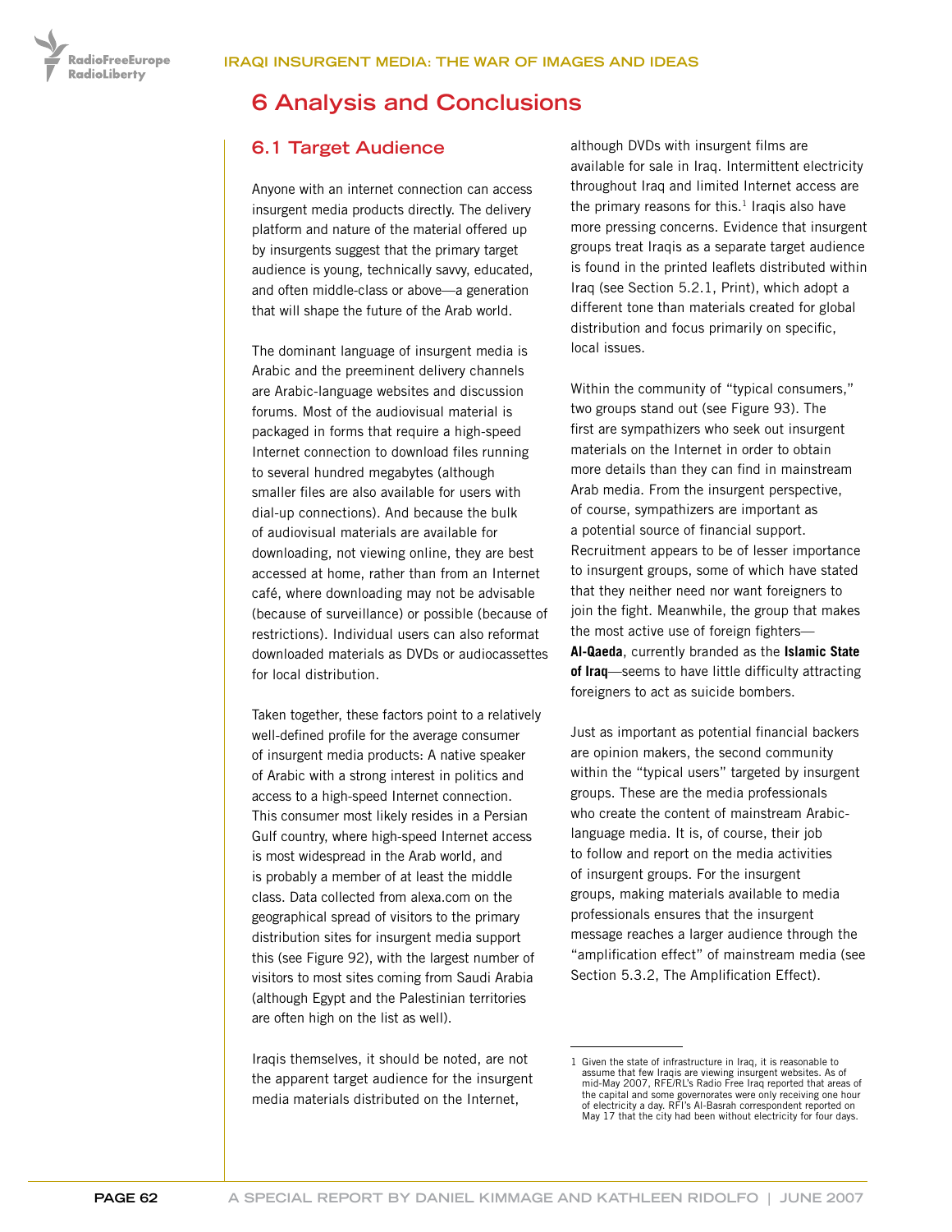# 6 Analysis and Conclusions

## 6.1 Target Audience

Anyone with an internet connection can access insurgent media products directly. The delivery platform and nature of the material offered up by insurgents suggest that the primary target audience is young, technically savvy, educated, and often middle-class or above—a generation that will shape the future of the Arab world.

The dominant language of insurgent media is Arabic and the preeminent delivery channels are Arabic-language websites and discussion forums. Most of the audiovisual material is packaged in forms that require a high-speed Internet connection to download files running to several hundred megabytes (although smaller files are also available for users with dial-up connections). And because the bulk of audiovisual materials are available for downloading, not viewing online, they are best accessed at home, rather than from an Internet café, where downloading may not be advisable (because of surveillance) or possible (because of restrictions). Individual users can also reformat downloaded materials as DVDs or audiocassettes for local distribution.

Taken together, these factors point to a relatively well-defined profile for the average consumer of insurgent media products: A native speaker of Arabic with a strong interest in politics and access to a high-speed Internet connection. This consumer most likely resides in a Persian Gulf country, where high-speed Internet access is most widespread in the Arab world, and is probably a member of at least the middle class. Data collected from alexa.com on the geographical spread of visitors to the primary distribution sites for insurgent media support this (see Figure 92), with the largest number of visitors to most sites coming from Saudi Arabia (although Egypt and the Palestinian territories are often high on the list as well).

Iraqis themselves, it should be noted, are not the apparent target audience for the insurgent media materials distributed on the Internet, although DVDs with insurgent films are available for sale in Iraq. Intermittent electricity throughout Iraq and limited Internet access are the primary reasons for this.[1] Iraqis also have more pressing concerns. Evidence that insurgent groups treat Iraqis as a separate target audience is found in the printed leaflets distributed within Iraq (see Section 5.2.1, Print), which adopt a different tone than materials created for global distribution and focus primarily on specific, local issues.

Within the community of "typical consumers," two groups stand out (see Figure 93). The first are sympathizers who seek out insurgent materials on the Internet in order to obtain more details than they can find in mainstream Arab media. From the insurgent perspective, of course, sympathizers are important as a potential source of financial support. Recruitment appears to be of lesser importance to insurgent groups, some of which have stated that they neither need nor want foreigners to join the fight. Meanwhile, the group that makes the most active use of foreign fighters—**Al-Qaeda**, currently branded as the **Islamic State of Iraq**—seems to have little difficulty attracting foreigners to act as suicide bombers.

Just as important as potential financial backers are opinion makers, the second community within the "typical users" targeted by insurgent groups. These are the media professionals who create the content of mainstream Arabic-language media. It is, of course, their job to follow and report on the media activities of insurgent groups. For the insurgent groups, making materials available to media professionals ensures that the insurgent message reaches a larger audience through the "amplification effect" of mainstream media (see Section 5.3.2, The Amplification Effect).

---

1 Given the state of infrastructure in Iraq, it is reasonable to assume that few Iraqis are viewing insurgent websites. As of mid-May 2007, RFE/RL's Radio Free Iraq reported that areas of the capital and some governorates were only receiving one hour of electricity a day. RFI's Al-Basrah correspondent reported on May 17 that the city had been without electricity for four days.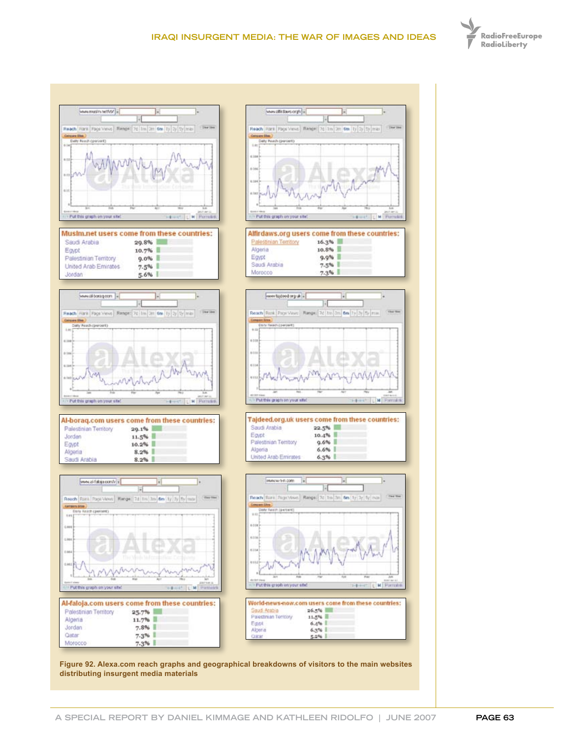**Muslm.net users come from these countries:**

| Country | Percent |
| --- | --- |
| Saudi Arabia | 29.8% |
| Egypt | 10.7% |
| Palestinian Territory | 9.0% |
| United Arab Emirates | 7.5% |
| Jordan | 5.6% |

**Alfirdaws.org users come from these countries:**

| Country | Percent |
| --- | --- |
| Palestinian Territory | 16.3% |
| Algeria | 10.8% |
| Egypt | 9.9% |
| Saudi Arabia | 7.5% |
| Morocco | 7.3% |

**Al-boraq.com users come from these countries:**

| Country | Percent |
| --- | --- |
| Palestinian Territory | 29.1% |
| Jordan | 11.5% |
| Egypt | 10.2% |
| Algeria | 8.2% |
| Saudi Arabia | 8.2% |

**Tajdeed.org.uk users come from these countries:**

| Country | Percent |
| --- | --- |
| Saudi Arabia | 22.5% |
| Egypt | 10.4% |
| Palestinian Territory | 9.6% |
| Algeria | 6.6% |
| United Arab Emirates | 6.3% |

**Al-faloja.com users come from these countries:**

| Country | Percent |
| --- | --- |
| Palestinian Territory | 25.7% |
| Algeria | 11.7% |
| Jordan | 7.8% |
| Qatar | 7.3% |
| Morocco | 7.3% |

**World-news-now.com users come from these countries:**

| Country | Percent |
| --- | --- |
| Saudi Arabia | 26.5% |
| Palestinian Territory | 11.5% |
| Egypt | 6.4% |
| Algeria | 6.3% |
| Qatar | 5.2% |

Figure 92. Alexa.com reach graphs and geographical breakdowns of visitors to the main websites distributing insurgent media materials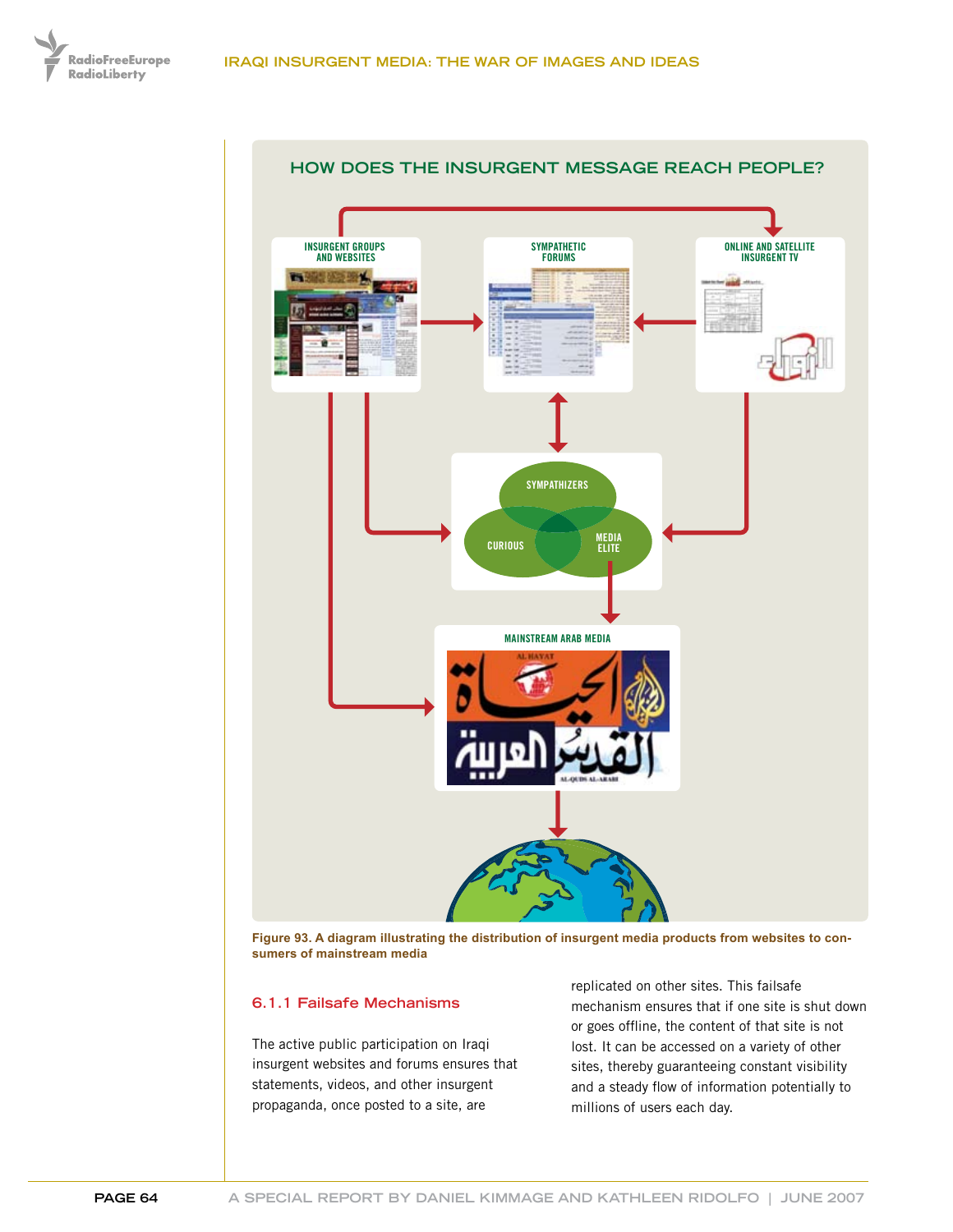## HOW DOES THE INSURGENT MESSAGE REACH PEOPLE?

INSURGENT GROUPS AND WEBSITES

SYMPATHETIC FORUMS

ONLINE AND SATELLITE INSURGENT TV

SYMPATHIZERS

CURIOUS

MEDIA ELITE

MAINSTREAM ARAB MEDIA

**Figure 93. A diagram illustrating the distribution of insurgent media products from websites to consumers of mainstream media**

### 6.1.1 Failsafe Mechanisms

The active public participation on Iraqi insurgent websites and forums ensures that statements, videos, and other insurgent propaganda, once posted to a site, are replicated on other sites. This failsafe mechanism ensures that if one site is shut down or goes offline, the content of that site is not lost. It can be accessed on a variety of other sites, thereby guaranteeing constant visibility and a steady flow of information potentially to millions of users each day.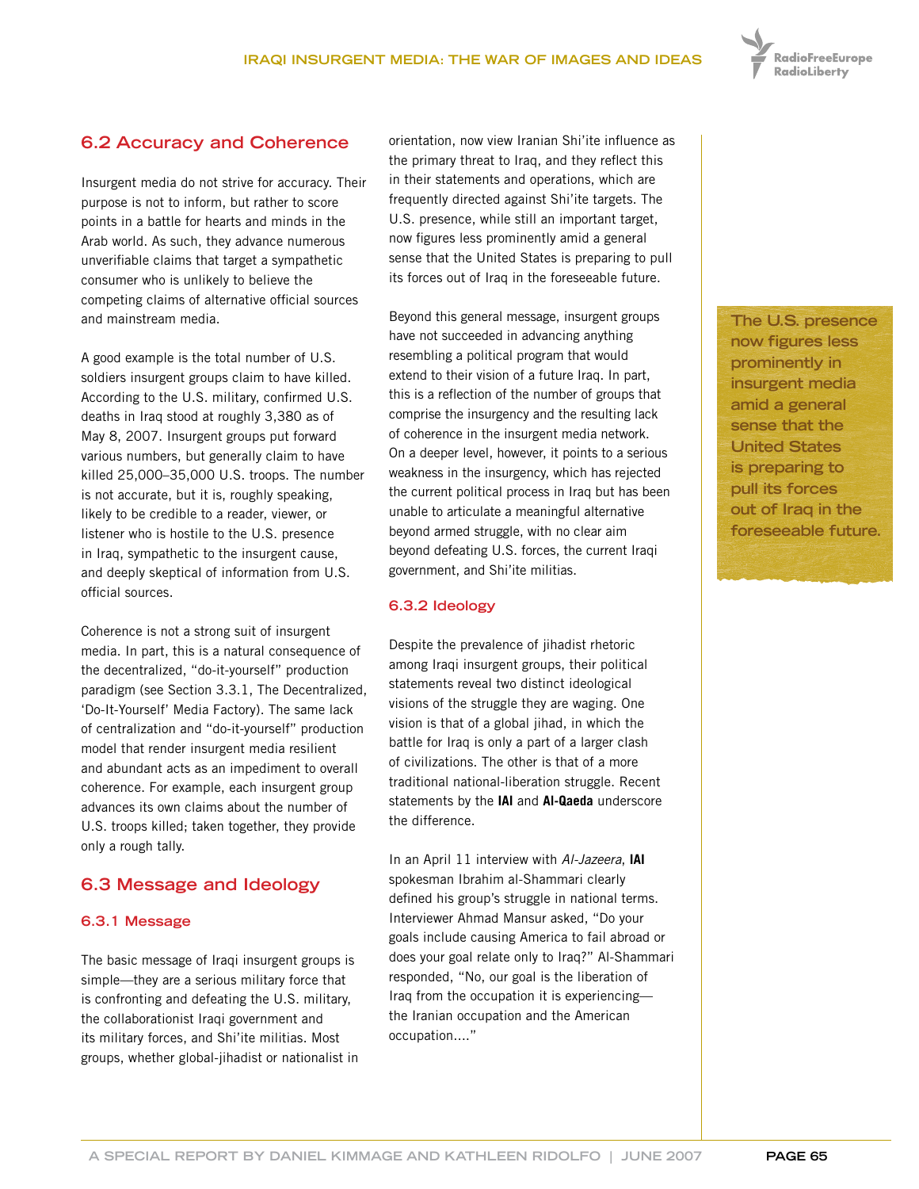## 6.2 Accuracy and Coherence

Insurgent media do not strive for accuracy. Their purpose is not to inform, but rather to score points in a battle for hearts and minds in the Arab world. As such, they advance numerous unverifiable claims that target a sympathetic consumer who is unlikely to believe the competing claims of alternative official sources and mainstream media.

A good example is the total number of U.S. soldiers insurgent groups claim to have killed. According to the U.S. military, confirmed U.S. deaths in Iraq stood at roughly 3,380 as of May 8, 2007. Insurgent groups put forward various numbers, but generally claim to have killed 25,000–35,000 U.S. troops. The number is not accurate, but it is, roughly speaking, likely to be credible to a reader, viewer, or listener who is hostile to the U.S. presence in Iraq, sympathetic to the insurgent cause, and deeply skeptical of information from U.S. official sources.

Coherence is not a strong suit of insurgent media. In part, this is a natural consequence of the decentralized, "do-it-yourself" production paradigm (see Section 3.3.1, The Decentralized, 'Do-It-Yourself' Media Factory). The same lack of centralization and "do-it-yourself" production model that render insurgent media resilient and abundant acts as an impediment to overall coherence. For example, each insurgent group advances its own claims about the number of U.S. troops killed; taken together, they provide only a rough tally.

## 6.3 Message and Ideology

### 6.3.1 Message

The basic message of Iraqi insurgent groups is simple—they are a serious military force that is confronting and defeating the U.S. military, the collaborationist Iraqi government and its military forces, and Shi'ite militias. Most groups, whether global-jihadist or nationalist in orientation, now view Iranian Shi'ite influence as the primary threat to Iraq, and they reflect this in their statements and operations, which are frequently directed against Shi'ite targets. The U.S. presence, while still an important target, now figures less prominently amid a general sense that the United States is preparing to pull its forces out of Iraq in the foreseeable future.

> The U.S. presence now figures less prominently in insurgent media amid a general sense that the United States is preparing to pull its forces out of Iraq in the foreseeable future.

Beyond this general message, insurgent groups have not succeeded in advancing anything resembling a political program that would extend to their vision of a future Iraq. In part, this is a reflection of the number of groups that comprise the insurgency and the resulting lack of coherence in the insurgent media network. On a deeper level, however, it points to a serious weakness in the insurgency, which has rejected the current political process in Iraq but has been unable to articulate a meaningful alternative beyond armed struggle, with no clear aim beyond defeating U.S. forces, the current Iraqi government, and Shi'ite militias.

### 6.3.2 Ideology

Despite the prevalence of jihadist rhetoric among Iraqi insurgent groups, their political statements reveal two distinct ideological visions of the struggle they are waging. One vision is that of a global jihad, in which the battle for Iraq is only a part of a larger clash of civilizations. The other is that of a more traditional national-liberation struggle. Recent statements by the **IAI** and **Al-Qaeda** underscore the difference.

In an April 11 interview with *Al-Jazeera*, **IAI** spokesman Ibrahim al-Shammari clearly defined his group's struggle in national terms. Interviewer Ahmad Mansur asked, "Do your goals include causing America to fail abroad or does your goal relate only to Iraq?" Al-Shammari responded, "No, our goal is the liberation of Iraq from the occupation it is experiencing—the Iranian occupation and the American occupation...."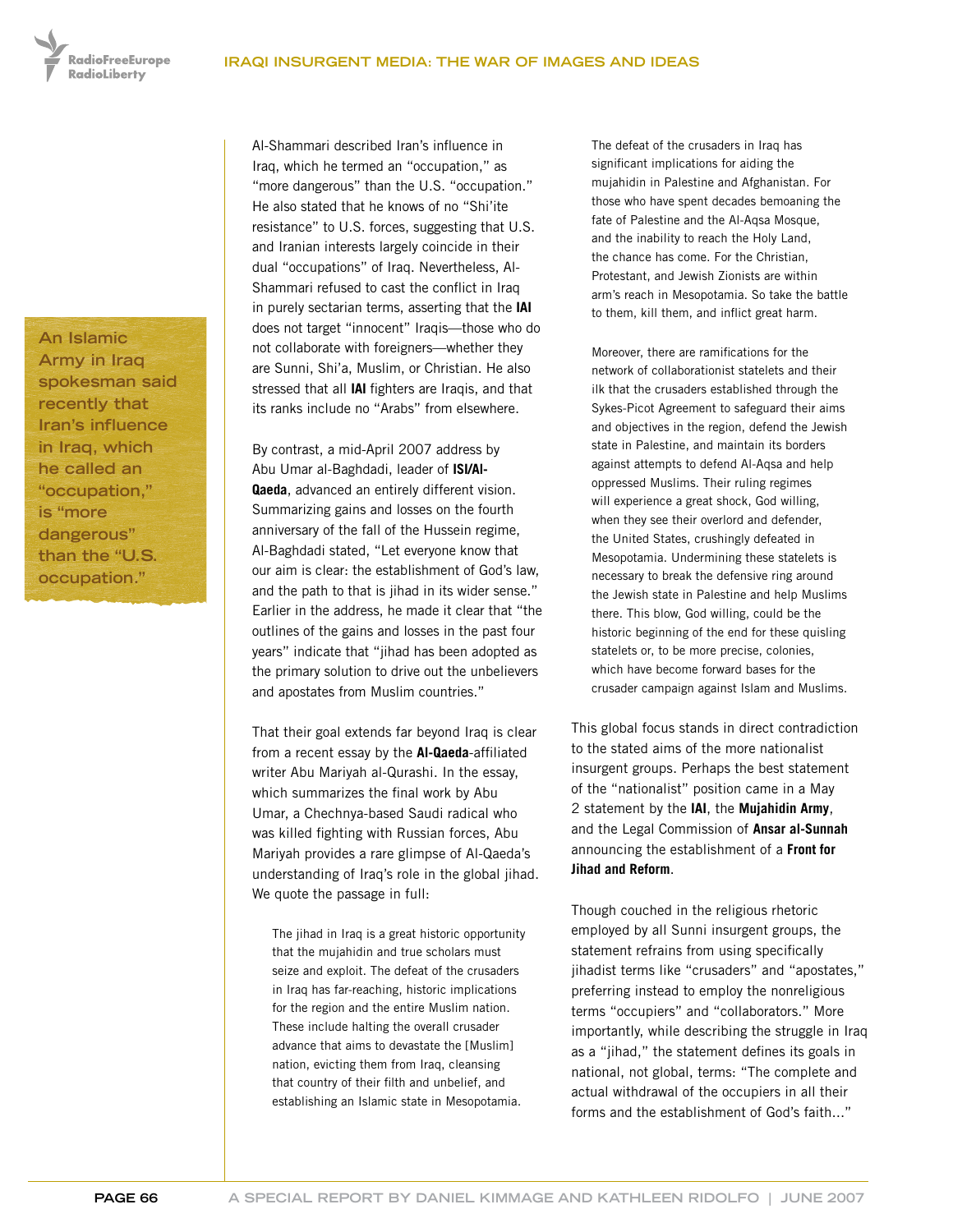> An Islamic Army in Iraq spokesman said recently that Iran's influence in Iraq, which he called an "occupation," is "more dangerous" than the "U.S. occupation."

Al-Shammari described Iran's influence in Iraq, which he termed an "occupation," as "more dangerous" than the U.S. "occupation." He also stated that he knows of no "Shi'ite resistance" to U.S. forces, suggesting that U.S. and Iranian interests largely coincide in their dual "occupations" of Iraq. Nevertheless, Al-Shammari refused to cast the conflict in Iraq in purely sectarian terms, asserting that the **IAI** does not target "innocent" Iraqis—those who do not collaborate with foreigners—whether they are Sunni, Shi'a, Muslim, or Christian. He also stressed that all **IAI** fighters are Iraqis, and that its ranks include no "Arabs" from elsewhere.

By contrast, a mid-April 2007 address by Abu Umar al-Baghdadi, leader of **ISI/Al-Qaeda**, advanced an entirely different vision. Summarizing gains and losses on the fourth anniversary of the fall of the Hussein regime, Al-Baghdadi stated, "Let everyone know that our aim is clear: the establishment of God's law, and the path to that is jihad in its wider sense." Earlier in the address, he made it clear that "the outlines of the gains and losses in the past four years" indicate that "jihad has been adopted as the primary solution to drive out the unbelievers and apostates from Muslim countries."

That their goal extends far beyond Iraq is clear from a recent essay by the **Al-Qaeda**-affiliated writer Abu Mariyah al-Qurashi. In the essay, which summarizes the final work by Abu Umar, a Chechnya-based Saudi radical who was killed fighting with Russian forces, Abu Mariyah provides a rare glimpse of Al-Qaeda's understanding of Iraq's role in the global jihad. We quote the passage in full:

> The jihad in Iraq is a great historic opportunity that the mujahidin and true scholars must seize and exploit. The defeat of the crusaders in Iraq has far-reaching, historic implications for the region and the entire Muslim nation. These include halting the overall crusader advance that aims to devastate the [Muslim] nation, evicting them from Iraq, cleansing that country of their filth and unbelief, and establishing an Islamic state in Mesopotamia.
>
> The defeat of the crusaders in Iraq has significant implications for aiding the mujahidin in Palestine and Afghanistan. For those who have spent decades bemoaning the fate of Palestine and the Al-Aqsa Mosque, and the inability to reach the Holy Land, the chance has come. For the Christian, Protestant, and Jewish Zionists are within arm's reach in Mesopotamia. So take the battle to them, kill them, and inflict great harm.
>
> Moreover, there are ramifications for the network of collaborationist statelets and their ilk that the crusaders established through the Sykes-Picot Agreement to safeguard their aims and objectives in the region, defend the Jewish state in Palestine, and maintain its borders against attempts to defend Al-Aqsa and help oppressed Muslims. Their ruling regimes will experience a great shock, God willing, when they see their overlord and defender, the United States, crushingly defeated in Mesopotamia. Undermining these statelets is necessary to break the defensive ring around the Jewish state in Palestine and help Muslims there. This blow, God willing, could be the historic beginning of the end for these quisling statelets or, to be more precise, colonies, which have become forward bases for the crusader campaign against Islam and Muslims.

This global focus stands in direct contradiction to the stated aims of the more nationalist insurgent groups. Perhaps the best statement of the "nationalist" position came in a May 2 statement by the **IAI**, the **Mujahidin Army**, and the Legal Commission of **Ansar al-Sunnah** announcing the establishment of a **Front for Jihad and Reform**.

Though couched in the religious rhetoric employed by all Sunni insurgent groups, the statement refrains from using specifically jihadist terms like "crusaders" and "apostates," preferring instead to employ the nonreligious terms "occupiers" and "collaborators." More importantly, while describing the struggle in Iraq as a "jihad," the statement defines its goals in national, not global, terms: "The complete and actual withdrawal of the occupiers in all their forms and the establishment of God's faith..."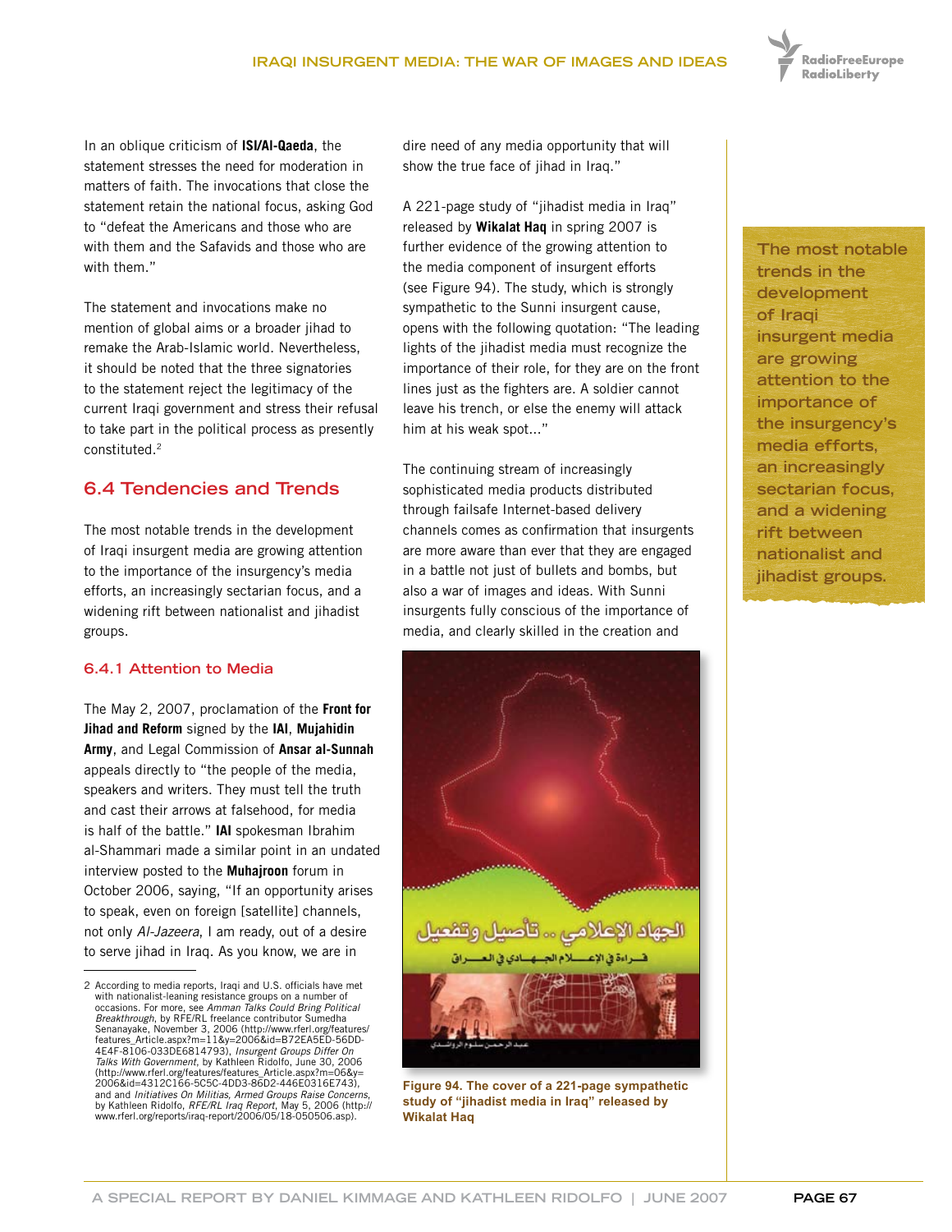In an oblique criticism of **ISI/Al-Qaeda**, the statement stresses the need for moderation in matters of faith. The invocations that close the statement retain the national focus, asking God to "defeat the Americans and those who are with them and the Safavids and those who are with them."

The statement and invocations make no mention of global aims or a broader jihad to remake the Arab-Islamic world. Nevertheless, it should be noted that the three signatories to the statement reject the legitimacy of the current Iraqi government and stress their refusal to take part in the political process as presently constituted.[2]

## 6.4 Tendencies and Trends

The most notable trends in the development of Iraqi insurgent media are growing attention to the importance of the insurgency's media efforts, an increasingly sectarian focus, and a widening rift between nationalist and jihadist groups.

### 6.4.1 Attention to Media

The May 2, 2007, proclamation of the **Front for Jihad and Reform** signed by the **IAI**, **Mujahidin Army**, and Legal Commission of **Ansar al-Sunnah** appeals directly to "the people of the media, speakers and writers. They must tell the truth and cast their arrows at falsehood, for media is half of the battle." **IAI** spokesman Ibrahim al-Shammari made a similar point in an undated interview posted to the **Muhajroon** forum in October 2006, saying, "If an opportunity arises to speak, even on foreign [satellite] channels, not only *Al-Jazeera*, I am ready, out of a desire to serve jihad in Iraq. As you know, we are in dire need of any media opportunity that will show the true face of jihad in Iraq."

A 221-page study of "jihadist media in Iraq" released by **Wikalat Haq** in spring 2007 is further evidence of the growing attention to the media component of insurgent efforts (see Figure 94). The study, which is strongly sympathetic to the Sunni insurgent cause, opens with the following quotation: "The leading lights of the jihadist media must recognize the importance of their role, for they are on the front lines just as the fighters are. A soldier cannot leave his trench, or else the enemy will attack him at his weak spot..."

The continuing stream of increasingly sophisticated media products distributed through failsafe Internet-based delivery channels comes as confirmation that insurgents are more aware than ever that they are engaged in a battle not just of bullets and bombs, but also a war of images and ideas. With Sunni insurgents fully conscious of the importance of media, and clearly skilled in the creation and

**Figure 94. The cover of a 221-page sympathetic study of "jihadist media in Iraq" released by Wikalat Haq**

> The most notable trends in the development of Iraqi insurgent media are growing attention to the importance of the insurgency's media efforts, an increasingly sectarian focus, and a widening rift between nationalist and jihadist groups.

---

2 According to media reports, Iraqi and U.S. officials have met with nationalist-leaning resistance groups on a number of occasions. For more, see *Amman Talks Could Bring Political Breakthrough*, by RFE/RL freelance contributor Sumedha Senanayake, November 3, 2006 (http://www.rferl.org/features/features_Article.aspx?m=11&y=2006&id=B72EA5ED-56DD-4E4F-8106-033DE6814793), *Insurgent Groups Differ On Talks With Government*, by Kathleen Ridolfo, June 30, 2006 (http://www.rferl.org/features/features_Article.aspx?m=06&y=2006&id=4312C166-5C5C-4DD3-86D2-446E0316E743), and and *Initiatives On Militias, Armed Groups Raise Concerns*, by Kathleen Ridolfo, *RFE/RL Iraq Report*, May 5, 2006 (http://www.rferl.org/reports/iraq-report/2006/05/18-050506.asp).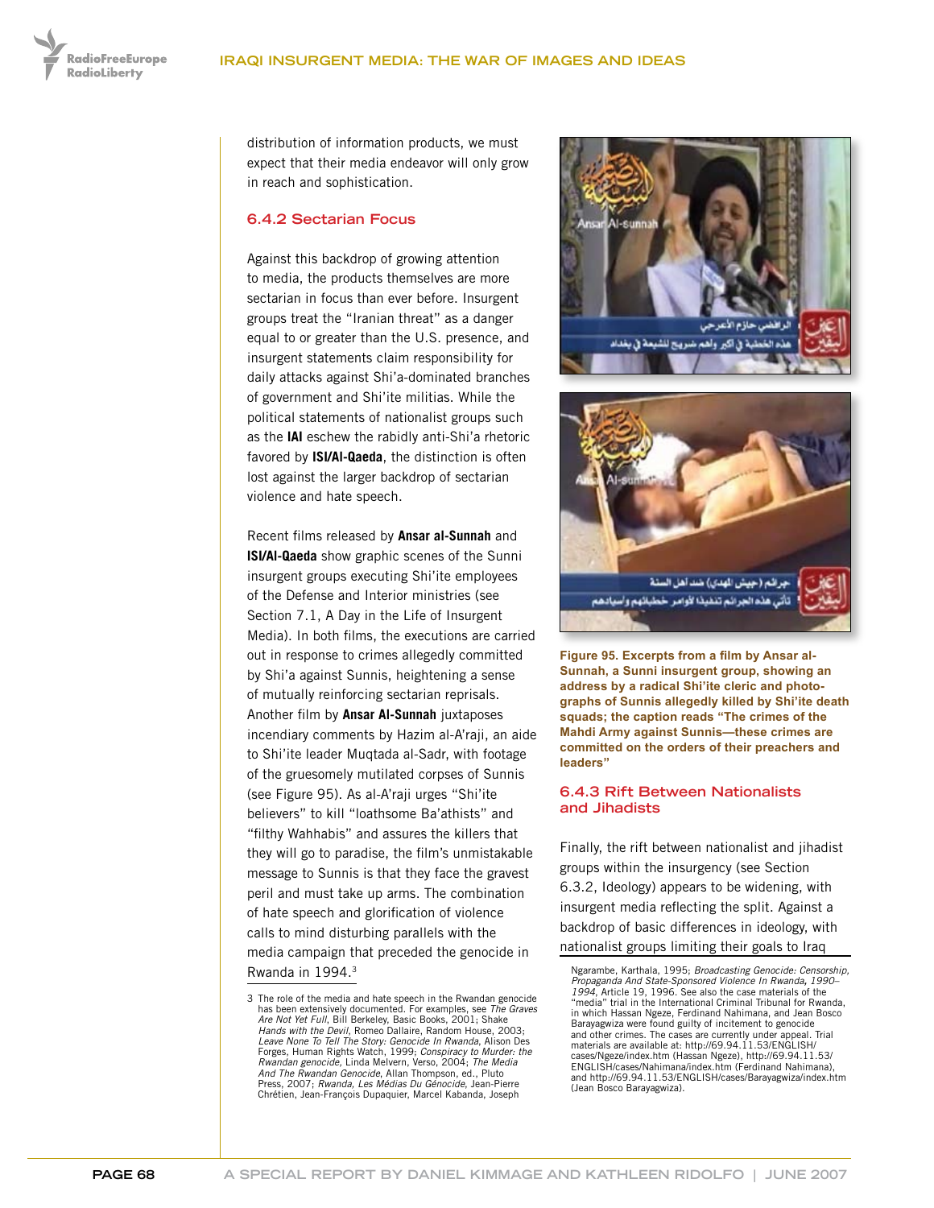distribution of information products, we must expect that their media endeavor will only grow in reach and sophistication.

### 6.4.2 Sectarian Focus

Against this backdrop of growing attention to media, the products themselves are more sectarian in focus than ever before. Insurgent groups treat the "Iranian threat" as a danger equal to or greater than the U.S. presence, and insurgent statements claim responsibility for daily attacks against Shi'a-dominated branches of government and Shi'ite militias. While the political statements of nationalist groups such as the **IAI** eschew the rabidly anti-Shi'a rhetoric favored by **ISI/Al-Qaeda**, the distinction is often lost against the larger backdrop of sectarian violence and hate speech.

Recent films released by **Ansar al-Sunnah** and **ISI/Al-Qaeda** show graphic scenes of the Sunni insurgent groups executing Shi'ite employees of the Defense and Interior ministries (see Section 7.1, A Day in the Life of Insurgent Media). In both films, the executions are carried out in response to crimes allegedly committed by Shi'a against Sunnis, heightening a sense of mutually reinforcing sectarian reprisals. Another film by **Ansar Al-Sunnah** juxtaposes incendiary comments by Hazim al-A'raji, an aide to Shi'ite leader Muqtada al-Sadr, with footage of the gruesomely mutilated corpses of Sunnis (see Figure 95). As al-A'raji urges "Shi'ite believers" to kill "loathsome Ba'athists" and "filthy Wahhabis" and assures the killers that they will go to paradise, the film's unmistakable message to Sunnis is that they face the gravest peril and must take up arms. The combination of hate speech and glorification of violence calls to mind disturbing parallels with the media campaign that preceded the genocide in Rwanda in 1994.[3]

**Figure 95. Excerpts from a film by Ansar al-Sunnah, a Sunni insurgent group, showing an address by a radical Shi'ite cleric and photographs of Sunnis allegedly killed by Shi'ite death squads; the caption reads "The crimes of the Mahdi Army against Sunnis—these crimes are committed on the orders of their preachers and leaders"**

### 6.4.3 Rift Between Nationalists and Jihadists

Finally, the rift between nationalist and jihadist groups within the insurgency (see Section 6.3.2, Ideology) appears to be widening, with insurgent media reflecting the split. Against a backdrop of basic differences in ideology, with nationalist groups limiting their goals to Iraq

---

3 The role of the media and hate speech in the Rwandan genocide has been extensively documented. For examples, see *The Graves Are Not Yet Full*, Bill Berkeley, Basic Books, 2001; *Shake Hands with the Devil*, Romeo Dallaire, Random House, 2003; *Leave None To Tell The Story: Genocide In Rwanda*, Alison Des Forges, Human Rights Watch, 1999; *Conspiracy to Murder: the Rwandan genocide*, Linda Melvern, Verso, 2004; *The Media And The Rwandan Genocide*, Allan Thompson, ed., Pluto Press, 2007; *Rwanda, Les Médias Du Génocide*, Jean-Pierre Chrétien, Jean-François Dupaquier, Marcel Kabanda, Joseph Ngarambe, Karthala, 1995; *Broadcasting Genocide: Censorship, Propaganda And State-Sponsored Violence In Rwanda, 1990–1994*, Article 19, 1996. See also the case materials of the "media" trial in the International Criminal Tribunal for Rwanda, in which Hassan Ngeze, Ferdinand Nahimana, and Jean Bosco Barayagwiza were found guilty of incitement to genocide and other crimes. The cases are currently under appeal. Trial materials are available at: http://69.94.11.53/ENGLISH/cases/Ngeze/index.htm (Hassan Ngeze), http://69.94.11.53/ENGLISH/cases/Nahimana/index.htm (Ferdinand Nahimana), and http://69.94.11.53/ENGLISH/cases/Barayagwiza/index.htm (Jean Bosco Barayagwiza).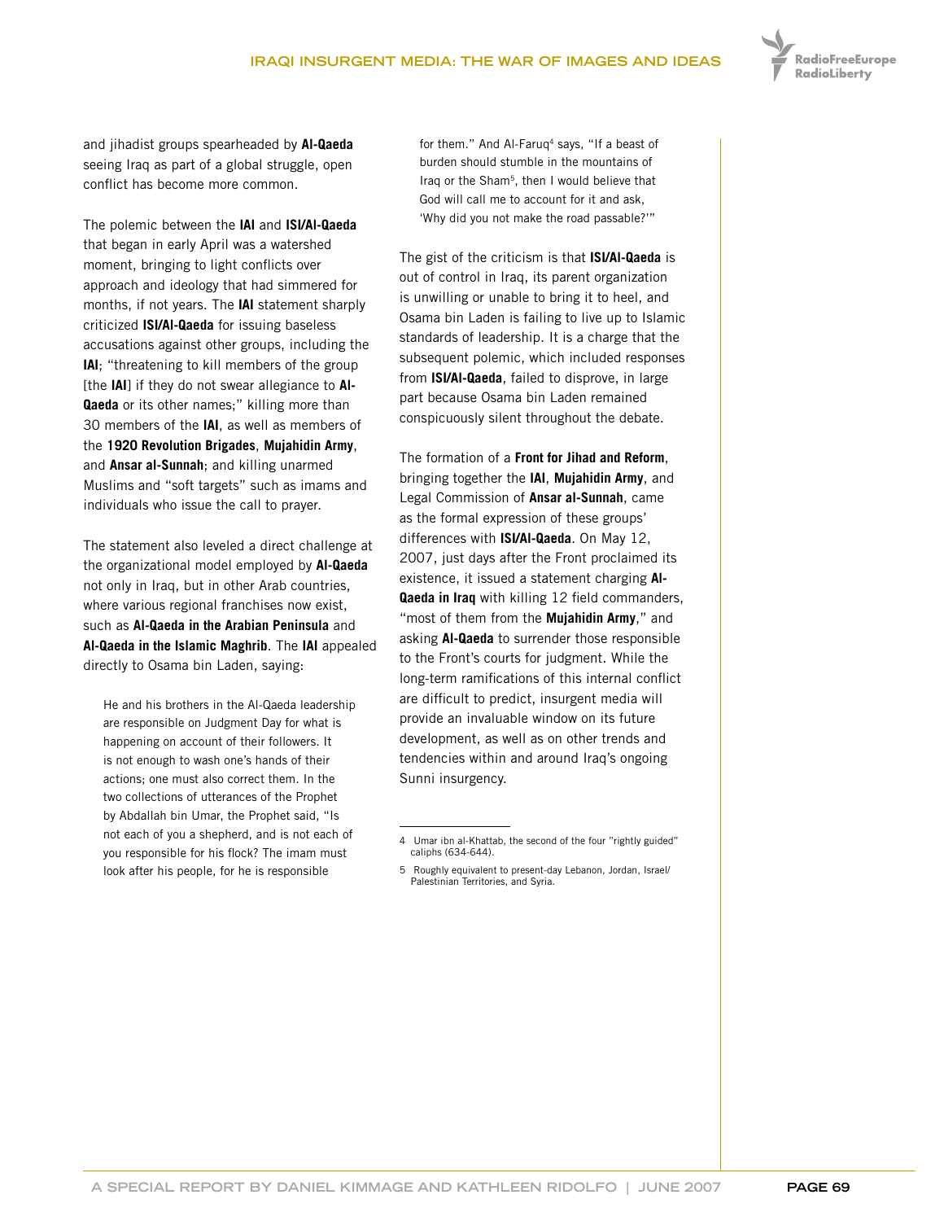and jihadist groups spearheaded by **Al-Qaeda** seeing Iraq as part of a global struggle, open conflict has become more common.

The polemic between the **IAI** and **ISI/Al-Qaeda** that began in early April was a watershed moment, bringing to light conflicts over approach and ideology that had simmered for months, if not years. The **IAI** statement sharply criticized **ISI/Al-Qaeda** for issuing baseless accusations against other groups, including the **IAI**; "threatening to kill members of the group [the **IAI**] if they do not swear allegiance to **Al-Qaeda** or its other names;" killing more than 30 members of the **IAI**, as well as members of the **1920 Revolution Brigades**, **Mujahidin Army**, and **Ansar al-Sunnah**; and killing unarmed Muslims and "soft targets" such as imams and individuals who issue the call to prayer.

The statement also leveled a direct challenge at the organizational model employed by **Al-Qaeda** not only in Iraq, but in other Arab countries, where various regional franchises now exist, such as **Al-Qaeda in the Arabian Peninsula** and **Al-Qaeda in the Islamic Maghrib**. The **IAI** appealed directly to Osama bin Laden, saying:

> He and his brothers in the Al-Qaeda leadership are responsible on Judgment Day for what is happening on account of their followers. It is not enough to wash one's hands of their actions; one must also correct them. In the two collections of utterances of the Prophet by Abdallah bin Umar, the Prophet said, "Is not each of you a shepherd, and is not each of you responsible for his flock? The imam must look after his people, for he is responsible for them." And Al-Faruq[4] says, "If a beast of burden should stumble in the mountains of Iraq or the Sham[5], then I would believe that God will call me to account for it and ask, 'Why did you not make the road passable?'"

The gist of the criticism is that **ISI/Al-Qaeda** is out of control in Iraq, its parent organization is unwilling or unable to bring it to heel, and Osama bin Laden is failing to live up to Islamic standards of leadership. It is a charge that the subsequent polemic, which included responses from **ISI/Al-Qaeda**, failed to disprove, in large part because Osama bin Laden remained conspicuously silent throughout the debate.

The formation of a **Front for Jihad and Reform**, bringing together the **IAI**, **Mujahidin Army**, and Legal Commission of **Ansar al-Sunnah**, came as the formal expression of these groups' differences with **ISI/Al-Qaeda**. On May 12, 2007, just days after the Front proclaimed its existence, it issued a statement charging **Al-Qaeda in Iraq** with killing 12 field commanders, "most of them from the **Mujahidin Army**," and asking **Al-Qaeda** to surrender those responsible to the Front's courts for judgment. While the long-term ramifications of this internal conflict are difficult to predict, insurgent media will provide an invaluable window on its future development, as well as on other trends and tendencies within and around Iraq's ongoing Sunni insurgency.

---

4 Umar ibn al-Khattab, the second of the four "rightly guided" caliphs (634-644).

5 Roughly equivalent to present-day Lebanon, Jordan, Israel/Palestinian Territories, and Syria.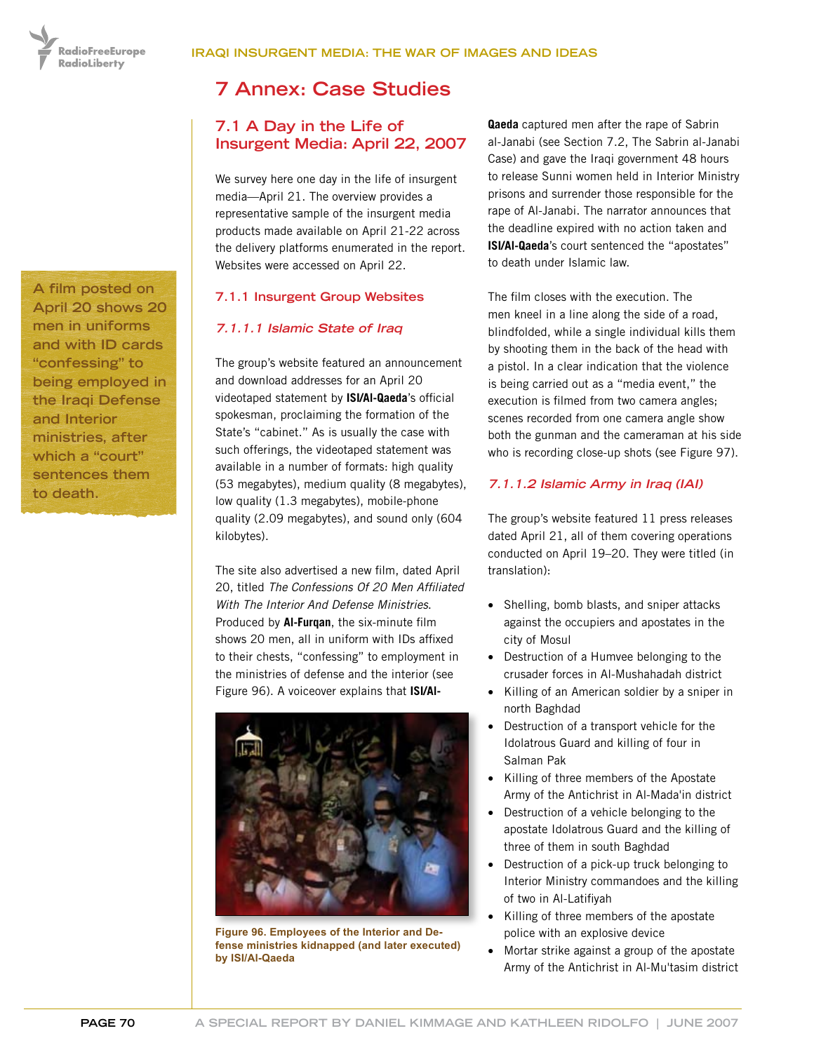# 7 Annex: Case Studies

## 7.1 A Day in the Life of Insurgent Media: April 22, 2007

We survey here one day in the life of insurgent media—April 21. The overview provides a representative sample of the insurgent media products made available on April 21-22 across the delivery platforms enumerated in the report. Websites were accessed on April 22.

A film posted on April 20 shows 20 men in uniforms and with ID cards "confessing" to being employed in the Iraqi Defense and Interior ministries, after which a "court" sentences them to death.

### 7.1.1 Insurgent Group Websites

#### *7.1.1.1 Islamic State of Iraq*

The group's website featured an announcement and download addresses for an April 20 videotaped statement by **ISI/Al-Qaeda**'s official spokesman, proclaiming the formation of the State's "cabinet." As is usually the case with such offerings, the videotaped statement was available in a number of formats: high quality (53 megabytes), medium quality (8 megabytes), low quality (1.3 megabytes), mobile-phone quality (2.09 megabytes), and sound only (604 kilobytes).

The site also advertised a new film, dated April 20, titled *The Confessions Of 20 Men Affiliated With The Interior And Defense Ministries*. Produced by **Al-Furqan**, the six-minute film shows 20 men, all in uniform with IDs affixed to their chests, "confessing" to employment in the ministries of defense and the interior (see Figure 96). A voiceover explains that **ISI/Al-Qaeda** captured men after the rape of Sabrin al-Janabi (see Section 7.2, The Sabrin al-Janabi Case) and gave the Iraqi government 48 hours to release Sunni women held in Interior Ministry prisons and surrender those responsible for the rape of Al-Janabi. The narrator announces that the deadline expired with no action taken and **ISI/Al-Qaeda**'s court sentenced the "apostates" to death under Islamic law.

Figure 96. Employees of the Interior and Defense ministries kidnapped (and later executed) by ISI/Al-Qaeda

The film closes with the execution. The men kneel in a line along the side of a road, blindfolded, while a single individual kills them by shooting them in the back of the head with a pistol. In a clear indication that the violence is being carried out as a "media event," the execution is filmed from two camera angles; scenes recorded from one camera angle show both the gunman and the cameraman at his side who is recording close-up shots (see Figure 97).

#### *7.1.1.2 Islamic Army in Iraq (IAI)*

The group's website featured 11 press releases dated April 21, all of them covering operations conducted on April 19–20. They were titled (in translation):

- Shelling, bomb blasts, and sniper attacks against the occupiers and apostates in the city of Mosul
- Destruction of a Humvee belonging to the crusader forces in Al-Mushahadah district
- Killing of an American soldier by a sniper in north Baghdad
- Destruction of a transport vehicle for the Idolatrous Guard and killing of four in Salman Pak
- Killing of three members of the Apostate Army of the Antichrist in Al-Mada'in district
- Destruction of a vehicle belonging to the apostate Idolatrous Guard and the killing of three of them in south Baghdad
- Destruction of a pick-up truck belonging to Interior Ministry commandoes and the killing of two in Al-Latifiyah
- Killing of three members of the apostate police with an explosive device
- Mortar strike against a group of the apostate Army of the Antichrist in Al-Mu'tasim district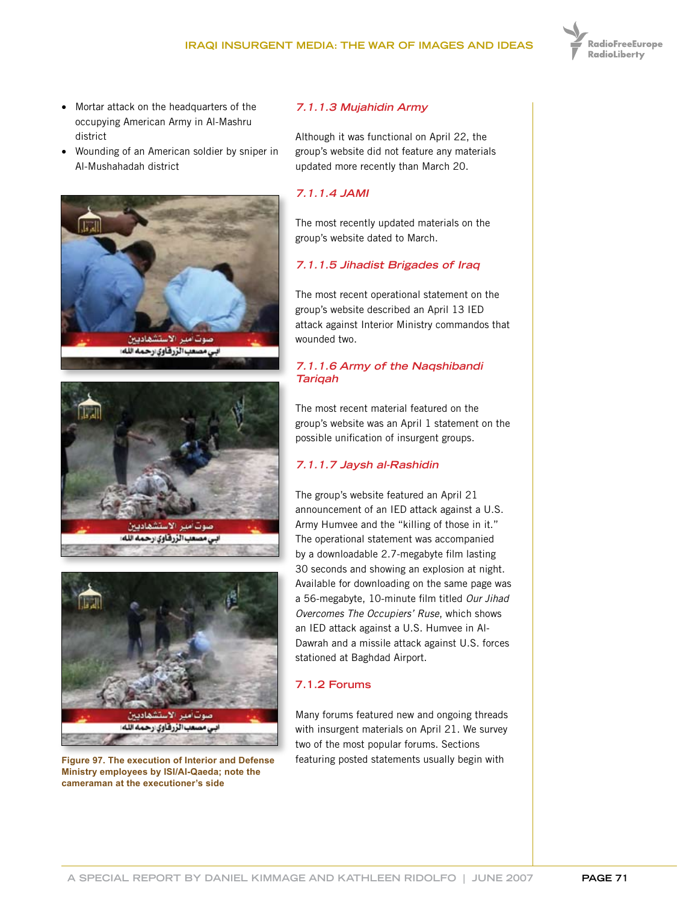- Mortar attack on the headquarters of the occupying American Army in Al-Mashru district
- Wounding of an American soldier by sniper in Al-Mushahadah district

Figure 97. The execution of Interior and Defense Ministry employees by ISI/Al-Qaeda; note the cameraman at the executioner's side

#### 7.1.1.3 Mujahidin Army

Although it was functional on April 22, the group's website did not feature any materials updated more recently than March 20.

#### 7.1.1.4 JAMI

The most recently updated materials on the group's website dated to March.

#### 7.1.1.5 Jihadist Brigades of Iraq

The most recent operational statement on the group's website described an April 13 IED attack against Interior Ministry commandos that wounded two.

#### 7.1.1.6 Army of the Naqshibandi Tariqah

The most recent material featured on the group's website was an April 1 statement on the possible unification of insurgent groups.

#### 7.1.1.7 Jaysh al-Rashidin

The group's website featured an April 21 announcement of an IED attack against a U.S. Army Humvee and the "killing of those in it." The operational statement was accompanied by a downloadable 2.7-megabyte film lasting 30 seconds and showing an explosion at night. Available for downloading on the same page was a 56-megabyte, 10-minute film titled *Our Jihad Overcomes The Occupiers' Ruse*, which shows an IED attack against a U.S. Humvee in Al-Dawrah and a missile attack against U.S. forces stationed at Baghdad Airport.

### 7.1.2 Forums

Many forums featured new and ongoing threads with insurgent materials on April 21. We survey two of the most popular forums. Sections featuring posted statements usually begin with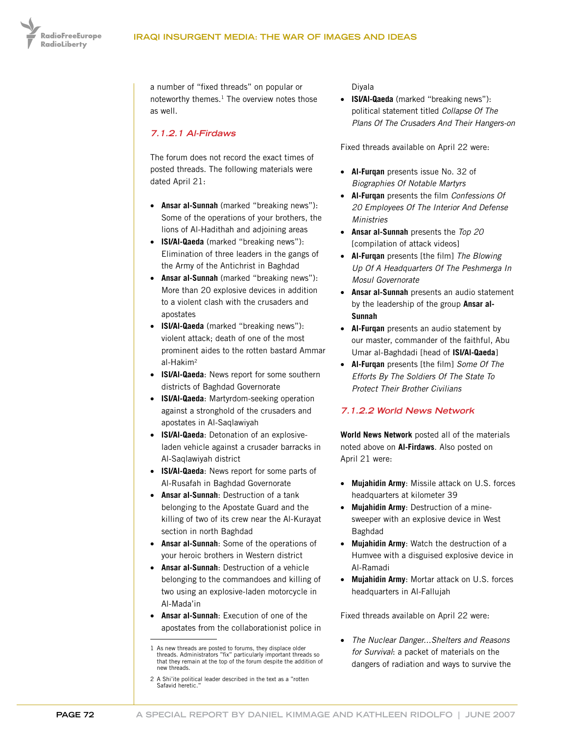a number of “fixed threads” on popular or noteworthy themes.[1] The overview notes those as well.

#### 7.1.2.1 Al-Firdaws

The forum does not record the exact times of posted threads. The following materials were dated April 21:

- **Ansar al-Sunnah** (marked “breaking news”): Some of the operations of your brothers, the lions of Al-Hadithah and adjoining areas
- **ISI/Al-Qaeda** (marked “breaking news”): Elimination of three leaders in the gangs of the Army of the Antichrist in Baghdad
- **Ansar al-Sunnah** (marked “breaking news”): More than 20 explosive devices in addition to a violent clash with the crusaders and apostates
- **ISI/Al-Qaeda** (marked “breaking news”): violent attack; death of one of the most prominent aides to the rotten bastard Ammar al-Hakim[2]
- **ISI/Al-Qaeda**: News report for some southern districts of Baghdad Governorate
- **ISI/Al-Qaeda**: Martyrdom-seeking operation against a stronghold of the crusaders and apostates in Al-Saqlawiyah
- **ISI/Al-Qaeda**: Detonation of an explosive-laden vehicle against a crusader barracks in Al-Saqlawiyah district
- **ISI/Al-Qaeda**: News report for some parts of Al-Rusafah in Baghdad Governorate
- **Ansar al-Sunnah**: Destruction of a tank belonging to the Apostate Guard and the killing of two of its crew near the Al-Kurayat section in north Baghdad
- **Ansar al-Sunnah**: Some of the operations of your heroic brothers in Western district
- **Ansar al-Sunnah**: Destruction of a vehicle belonging to the commandoes and killing of two using an explosive-laden motorcycle in Al-Mada’in
- **Ansar al-Sunnah**: Execution of one of the apostates from the collaborationist police in Diyala
- **ISI/Al-Qaeda** (marked “breaking news”): political statement titled *Collapse Of The Plans Of The Crusaders And Their Hangers-on*

Fixed threads available on April 22 were:

- **Al-Furqan** presents issue No. 32 of *Biographies Of Notable Martyrs*
- **Al-Furqan** presents the film *Confessions Of 20 Employees Of The Interior And Defense Ministries*
- **Ansar al-Sunnah** presents the *Top 20* [compilation of attack videos]
- **Al-Furqan** presents [the film] *The Blowing Up Of A Headquarters Of The Peshmerga In Mosul Governorate*
- **Ansar al-Sunnah** presents an audio statement by the leadership of the group **Ansar al-Sunnah**
- **Al-Furqan** presents an audio statement by our master, commander of the faithful, Abu Umar al-Baghdadi [head of **ISI/Al-Qaeda**]
- **Al-Furqan** presents [the film] *Some Of The Efforts By The Soldiers Of The State To Protect Their Brother Civilians*

#### 7.1.2.2 World News Network

**World News Network** posted all of the materials noted above on **Al-Firdaws**. Also posted on April 21 were:

- **Mujahidin Army**: Missile attack on U.S. forces headquarters at kilometer 39
- **Mujahidin Army**: Destruction of a mine-sweeper with an explosive device in West Baghdad
- **Mujahidin Army**: Watch the destruction of a Humvee with a disguised explosive device in Al-Ramadi
- **Mujahidin Army**: Mortar attack on U.S. forces headquarters in Al-Fallujah

Fixed threads available on April 22 were:

- *The Nuclear Danger...Shelters and Reasons for Survival*: a packet of materials on the dangers of radiation and ways to survive the

---

1 As new threads are posted to forums, they displace older threads. Administrators “fix” particularly important threads so that they remain at the top of the forum despite the addition of new threads.

2 A Shi’ite political leader described in the text as a "rotten Safavid heretic."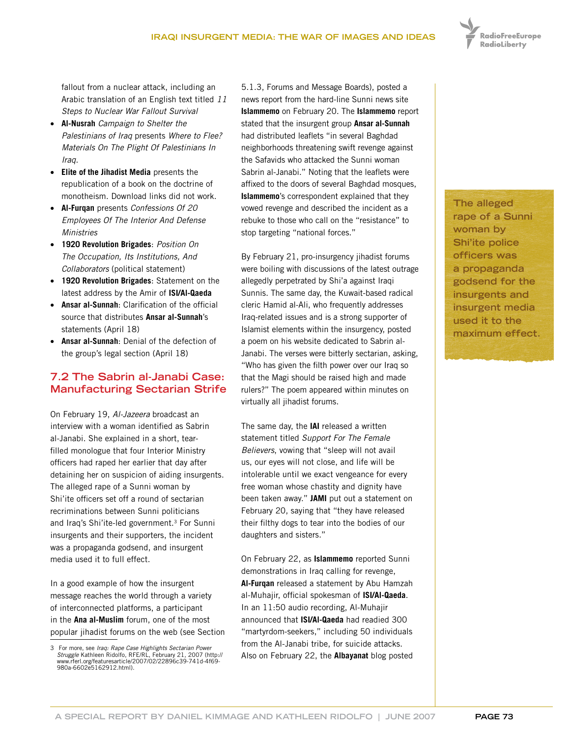fallout from a nuclear attack, including an Arabic translation of an English text titled *11 Steps to Nuclear War Fallout Survival*

- **Al-Nusrah** *Campaign to Shelter the Palestinians of Iraq* presents *Where to Flee? Materials On The Plight Of Palestinians In Iraq*.
- **Elite of the Jihadist Media** presents the republication of a book on the doctrine of monotheism. Download links did not work.
- **Al-Furqan** presents *Confessions Of 20 Employees Of The Interior And Defense Ministries*
- **1920 Revolution Brigades**: *Position On The Occupation, Its Institutions, And Collaborators* (political statement)
- **1920 Revolution Brigades**: Statement on the latest address by the Amir of **ISI/Al-Qaeda**
- **Ansar al-Sunnah**: Clarification of the official source that distributes **Ansar al-Sunnah**'s statements (April 18)
- **Ansar al-Sunnah**: Denial of the defection of the group's legal section (April 18)

## 7.2 The Sabrin al-Janabi Case: Manufacturing Sectarian Strife

On February 19, *Al-Jazeera* broadcast an interview with a woman identified as Sabrin al-Janabi. She explained in a short, tear-filled monologue that four Interior Ministry officers had raped her earlier that day after detaining her on suspicion of aiding insurgents. The alleged rape of a Sunni woman by Shi'ite officers set off a round of sectarian recriminations between Sunni politicians and Iraq's Shi'ite-led government.[3] For Sunni insurgents and their supporters, the incident was a propaganda godsend, and insurgent media used it to full effect.

In a good example of how the insurgent message reaches the world through a variety of interconnected platforms, a participant in the **Ana al-Muslim** forum, one of the most popular jihadist forums on the web (see Section 5.1.3, Forums and Message Boards), posted a news report from the hard-line Sunni news site **Islammemo** on February 20. The **Islammemo** report stated that the insurgent group **Ansar al-Sunnah** had distributed leaflets "in several Baghdad neighborhoods threatening swift revenge against the Safavids who attacked the Sunni woman Sabrin al-Janabi." Noting that the leaflets were affixed to the doors of several Baghdad mosques, **Islammemo**'s correspondent explained that they vowed revenge and described the incident as a rebuke to those who call on the "resistance" to stop targeting "national forces."

By February 21, pro-insurgency jihadist forums were boiling with discussions of the latest outrage allegedly perpetrated by Shi'a against Iraqi Sunnis. The same day, the Kuwait-based radical cleric Hamid al-Ali, who frequently addresses Iraq-related issues and is a strong supporter of Islamist elements within the insurgency, posted a poem on his website dedicated to Sabrin al-Janabi. The verses were bitterly sectarian, asking, "Who has given the filth power over our Iraq so that the Magi should be raised high and made rulers?" The poem appeared within minutes on virtually all jihadist forums.

The same day, the **IAI** released a written statement titled *Support For The Female Believers*, vowing that "sleep will not avail us, our eyes will not close, and life will be intolerable until we exact vengeance for every free woman whose chastity and dignity have been taken away." **JAMI** put out a statement on February 20, saying that "they have released their filthy dogs to tear into the bodies of our daughters and sisters."

On February 22, as **Islammemo** reported Sunni demonstrations in Iraq calling for revenge, **Al-Furqan** released a statement by Abu Hamzah al-Muhajir, official spokesman of **ISI/Al-Qaeda**. In an 11:50 audio recording, Al-Muhajir announced that **ISI/Al-Qaeda** had readied 300 "martyrdom-seekers," including 50 individuals from the Al-Janabi tribe, for suicide attacks. Also on February 22, the **Albayanat** blog posted

The alleged rape of a Sunni woman by Shi'ite police officers was a propaganda godsend for the insurgents and insurgent media used it to the maximum effect.

3 For more, see *Iraq: Rape Case Highlights Sectarian Power Struggle* Kathleen Ridolfo, RFE/RL, February 21, 2007 (http://www.rferl.org/featuresarticle/2007/02/22896c39-741d-4f69-980a-6602e5162912.html).